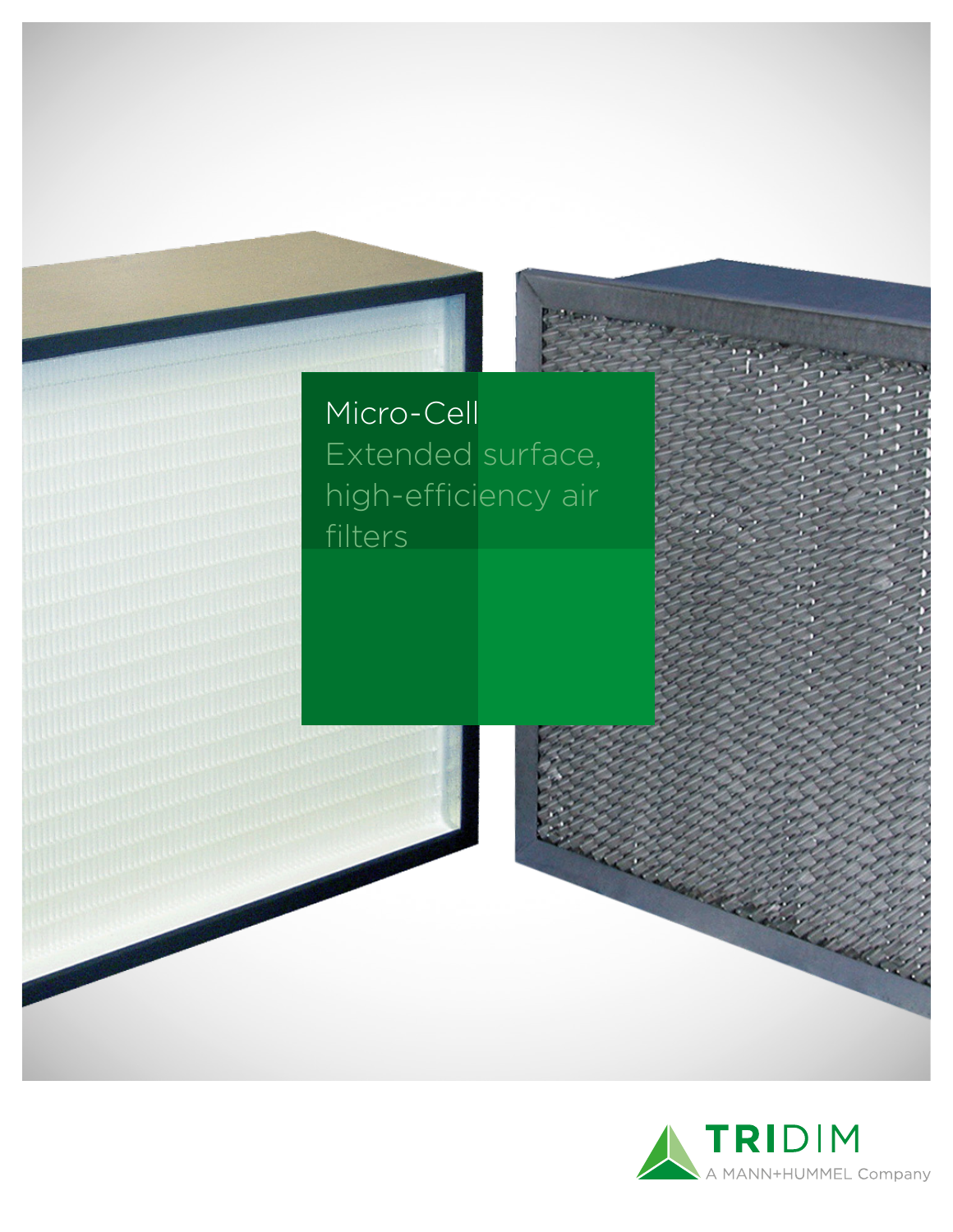# Micro-Cell

## Extended surface, high-efficiency air filters

TRIDIM
A MANN+HUMMEL Company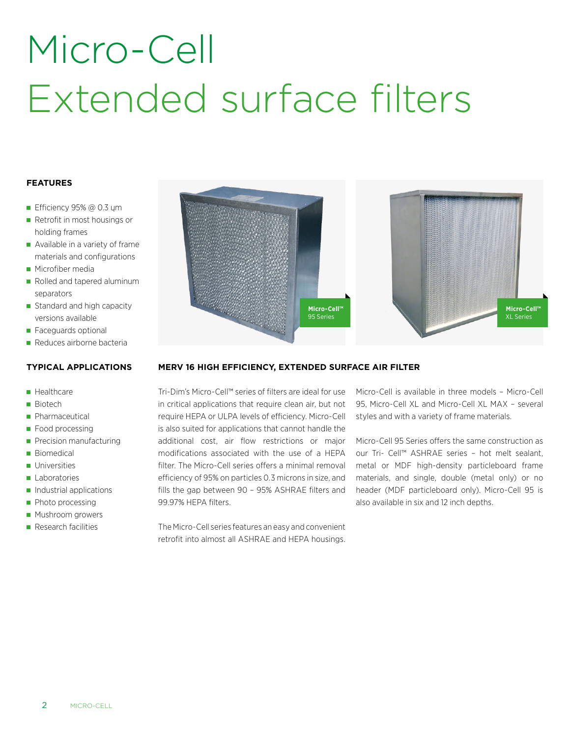# Micro-Cell Extended surface filters

## FEATURES

- Efficiency 95% @ 0.3 μm
- Retrofit in most housings or holding frames
- Available in a variety of frame materials and configurations
- Microfiber media
- Rolled and tapered aluminum separators
- Standard and high capacity versions available
- Faceguards optional
- Reduces airborne bacteria

Micro-Cell™ 95 Series

Micro-Cell™ XL Series

## TYPICAL APPLICATIONS

- Healthcare
- Biotech
- Pharmaceutical
- Food processing
- Precision manufacturing
- Biomedical
- Universities
- Laboratories
- Industrial applications
- Photo processing
- Mushroom growers
- Research facilities

## MERV 16 HIGH EFFICIENCY, EXTENDED SURFACE AIR FILTER

Tri-Dim's Micro-Cell™ series of filters are ideal for use in critical applications that require clean air, but not require HEPA or ULPA levels of efficiency. Micro-Cell is also suited for applications that cannot handle the additional cost, air flow restrictions or major modifications associated with the use of a HEPA filter. The Micro-Cell series offers a minimal removal efficiency of 95% on particles 0.3 microns in size, and fills the gap between 90 – 95% ASHRAE filters and 99.97% HEPA filters.

The Micro-Cell series features an easy and convenient retrofit into almost all ASHRAE and HEPA housings.

Micro-Cell is available in three models – Micro-Cell 95, Micro-Cell XL and Micro-Cell XL MAX – several styles and with a variety of frame materials.

Micro-Cell 95 Series offers the same construction as our Tri- Cell™ ASHRAE series – hot melt sealant, metal or MDF high-density particleboard frame materials, and single, double (metal only) or no header (MDF particleboard only). Micro-Cell 95 is also available in six and 12 inch depths.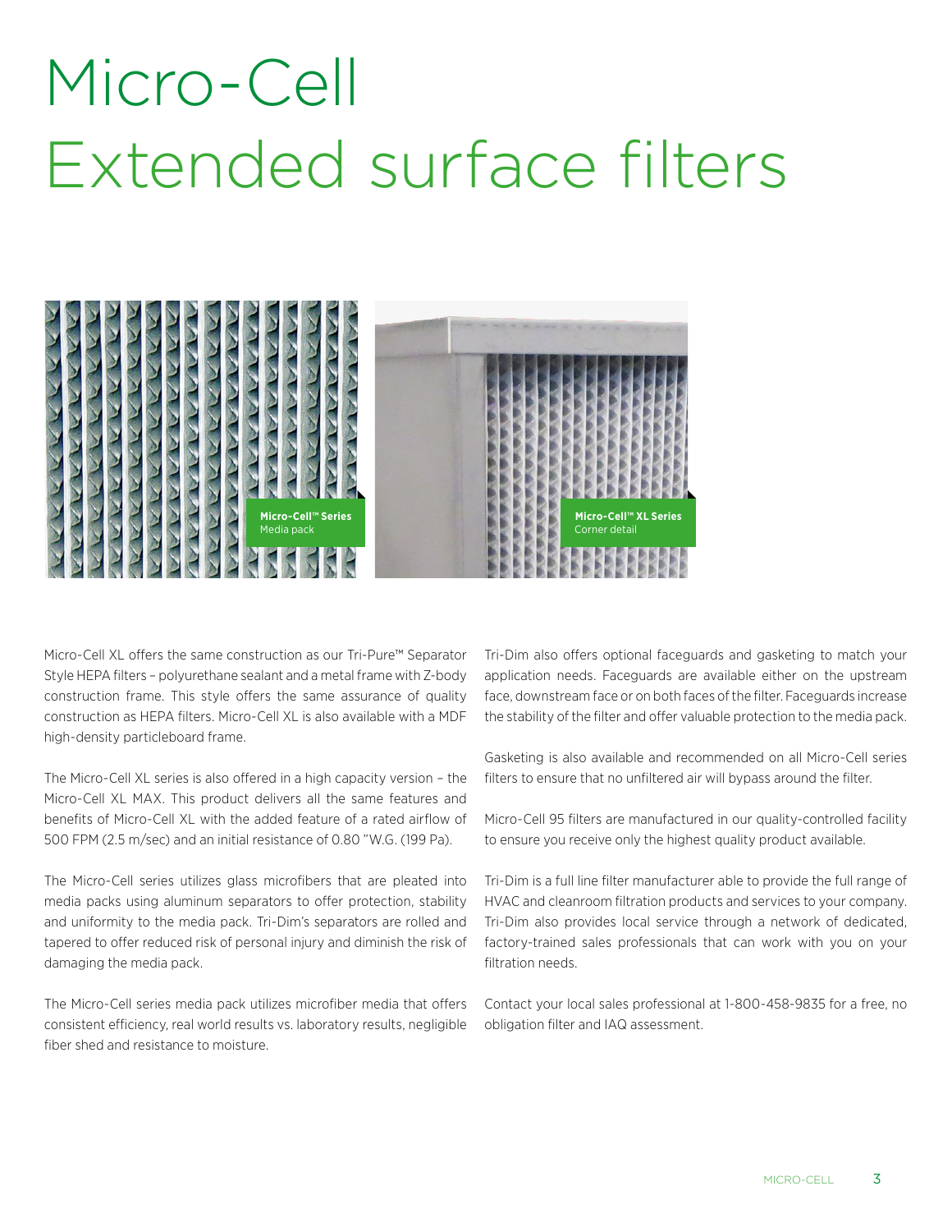# Micro-Cell Extended surface filters

**Micro-Cell™ Series**
Media pack

**Micro-Cell™ XL Series**
Corner detail

Micro-Cell XL offers the same construction as our Tri-Pure™ Separator Style HEPA filters – polyurethane sealant and a metal frame with Z-body construction frame. This style offers the same assurance of quality construction as HEPA filters. Micro-Cell XL is also available with a MDF high-density particleboard frame.

The Micro-Cell XL series is also offered in a high capacity version – the Micro-Cell XL MAX. This product delivers all the same features and benefits of Micro-Cell XL with the added feature of a rated airflow of 500 FPM (2.5 m/sec) and an initial resistance of 0.80 "W.G. (199 Pa).

The Micro-Cell series utilizes glass microfibers that are pleated into media packs using aluminum separators to offer protection, stability and uniformity to the media pack. Tri-Dim's separators are rolled and tapered to offer reduced risk of personal injury and diminish the risk of damaging the media pack.

The Micro-Cell series media pack utilizes microfiber media that offers consistent efficiency, real world results vs. laboratory results, negligible fiber shed and resistance to moisture.

Tri-Dim also offers optional faceguards and gasketing to match your application needs. Faceguards are available either on the upstream face, downstream face or on both faces of the filter. Faceguards increase the stability of the filter and offer valuable protection to the media pack.

Gasketing is also available and recommended on all Micro-Cell series filters to ensure that no unfiltered air will bypass around the filter.

Micro-Cell 95 filters are manufactured in our quality-controlled facility to ensure you receive only the highest quality product available.

Tri-Dim is a full line filter manufacturer able to provide the full range of HVAC and cleanroom filtration products and services to your company. Tri-Dim also provides local service through a network of dedicated, factory-trained sales professionals that can work with you on your filtration needs.

Contact your local sales professional at 1-800-458-9835 for a free, no obligation filter and IAQ assessment.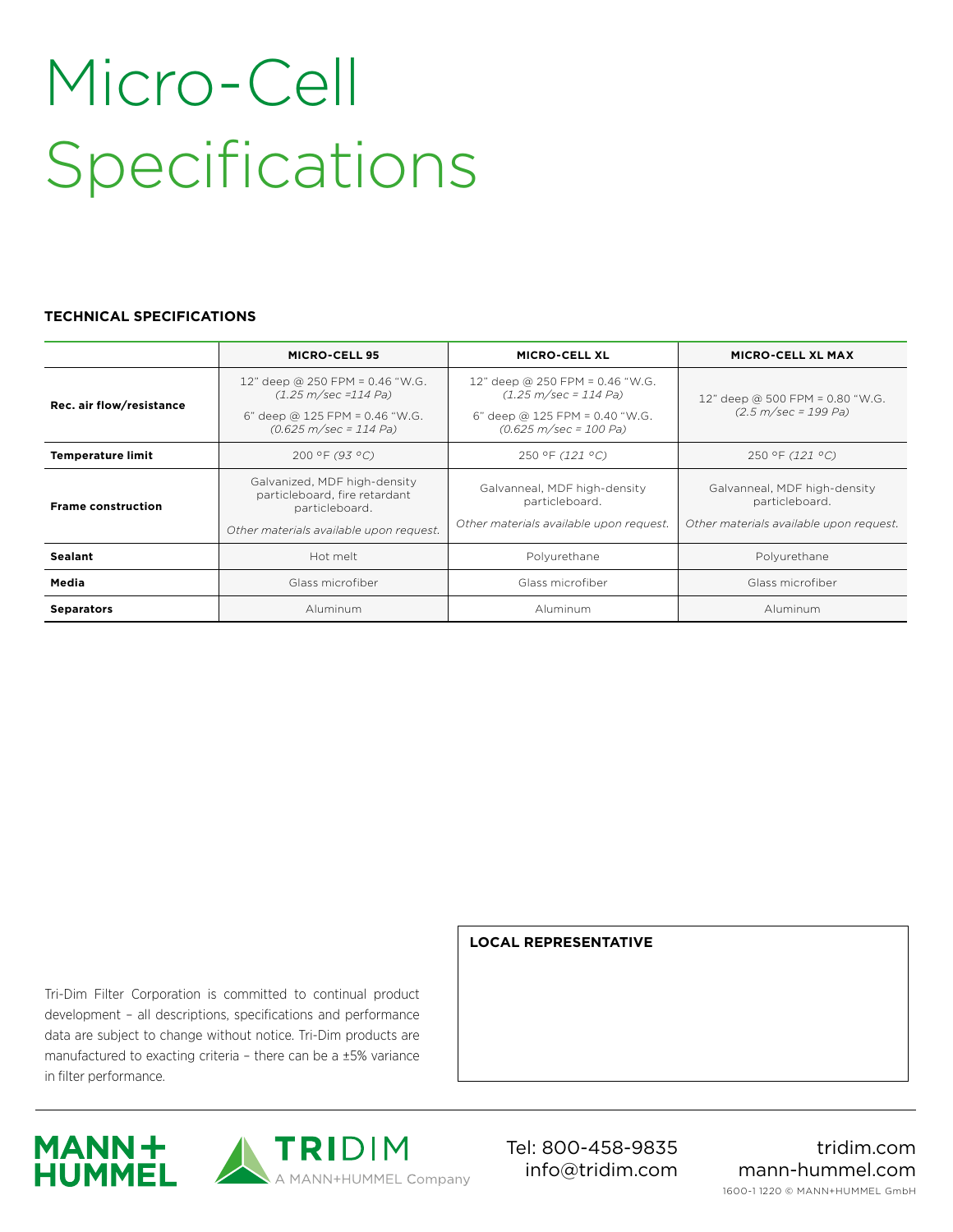# Micro-Cell Specifications

**TECHNICAL SPECIFICATIONS**

| | MICRO-CELL 95 | MICRO-CELL XL | MICRO-CELL XL MAX |
|---|---|---|---|
| **Rec. air flow/resistance** | 12" deep @ 250 FPM = 0.46 "W.G. *(1.25 m/sec =114 Pa)*<br>6" deep @ 125 FPM = 0.46 "W.G. *(0.625 m/sec = 114 Pa)* | 12" deep @ 250 FPM = 0.46 "W.G. *(1.25 m/sec = 114 Pa)*<br>6" deep @ 125 FPM = 0.40 "W.G. *(0.625 m/sec = 100 Pa)* | 12" deep @ 500 FPM = 0.80 "W.G. *(2.5 m/sec = 199 Pa)* |
| **Temperature limit** | 200 °F *(93 °C)* | 250 °F *(121 °C)* | 250 °F *(121 °C)* |
| **Frame construction** | Galvanized, MDF high-density particleboard, fire retardant particleboard.<br>*Other materials available upon request.* | Galvanneal, MDF high-density particleboard.<br>*Other materials available upon request.* | Galvanneal, MDF high-density particleboard.<br>*Other materials available upon request.* |
| **Sealant** | Hot melt | Polyurethane | Polyurethane |
| **Media** | Glass microfiber | Glass microfiber | Glass microfiber |
| **Separators** | Aluminum | Aluminum | Aluminum |

Tri-Dim Filter Corporation is committed to continual product development – all descriptions, specifications and performance data are subject to change without notice. Tri-Dim products are manufactured to exacting criteria – there can be a ±5% variance in filter performance.

**LOCAL REPRESENTATIVE**

MANN+HUMMEL

TRIDIM A MANN+HUMMEL Company

Tel: 800-458-9835
info@tridim.com

tridim.com
mann-hummel.com

1600-1 1220 © MANN+HUMMEL GmbH